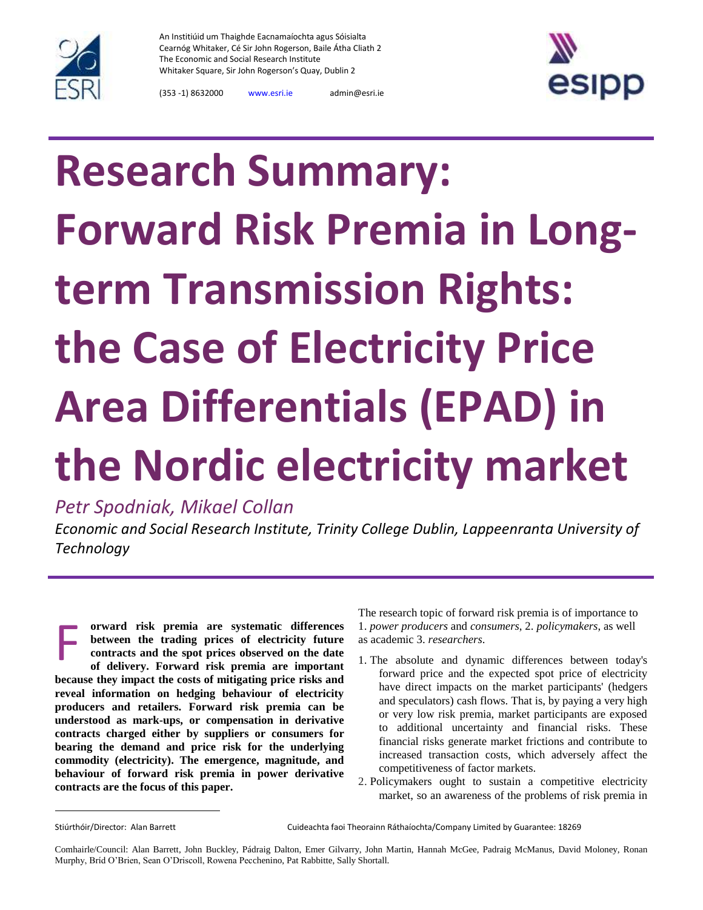An Institiúid um Thaighde Eacnamaíochta agus Sóisialta
Cearnóg Whitaker, Cé Sir John Rogerson, Baile Átha Cliath 2
The Economic and Social Research Institute
Whitaker Square, Sir John Rogerson's Quay, Dublin 2

(353 -1) 8632000 www.esri.ie admin@esri.ie

# Research Summary: Forward Risk Premia in Long-term Transmission Rights: the Case of Electricity Price Area Differentials (EPAD) in the Nordic electricity market

*Petr Spodniak, Mikael Collan*

*Economic and Social Research Institute, Trinity College Dublin, Lappeenranta University of Technology*

**Forward risk premia are systematic differences between the trading prices of electricity future contracts and the spot prices observed on the date of delivery. Forward risk premia are important because they impact the costs of mitigating price risks and reveal information on hedging behaviour of electricity producers and retailers. Forward risk premia can be understood as mark-ups, or compensation in derivative contracts charged either by suppliers or consumers for bearing the demand and price risk for the underlying commodity (electricity). The emergence, magnitude, and behaviour of forward risk premia in power derivative contracts are the focus of this paper.**

The research topic of forward risk premia is of importance to 1. *power producers* and *consumers*, 2. *policymakers*, as well as academic 3. *researchers*.

1. The absolute and dynamic differences between today's forward price and the expected spot price of electricity have direct impacts on the market participants' (hedgers and speculators) cash flows. That is, by paying a very high or very low risk premia, market participants are exposed to additional uncertainty and financial risks. These financial risks generate market frictions and contribute to increased transaction costs, which adversely affect the competitiveness of factor markets.
2. Policymakers ought to sustain a competitive electricity market, so an awareness of the problems of risk premia in

Stiúrthóir/Director: Alan Barrett Cuideachta faoi Theorainn Ráthaíochta/Company Limited by Guarantee: 18269

Comhairle/Council: Alan Barrett, John Buckley, Pádraig Dalton, Emer Gilvarry, John Martin, Hannah McGee, Padraig McManus, David Moloney, Ronan Murphy, Bríd O'Brien, Sean O'Driscoll, Rowena Pecchenino, Pat Rabbitte, Sally Shortall.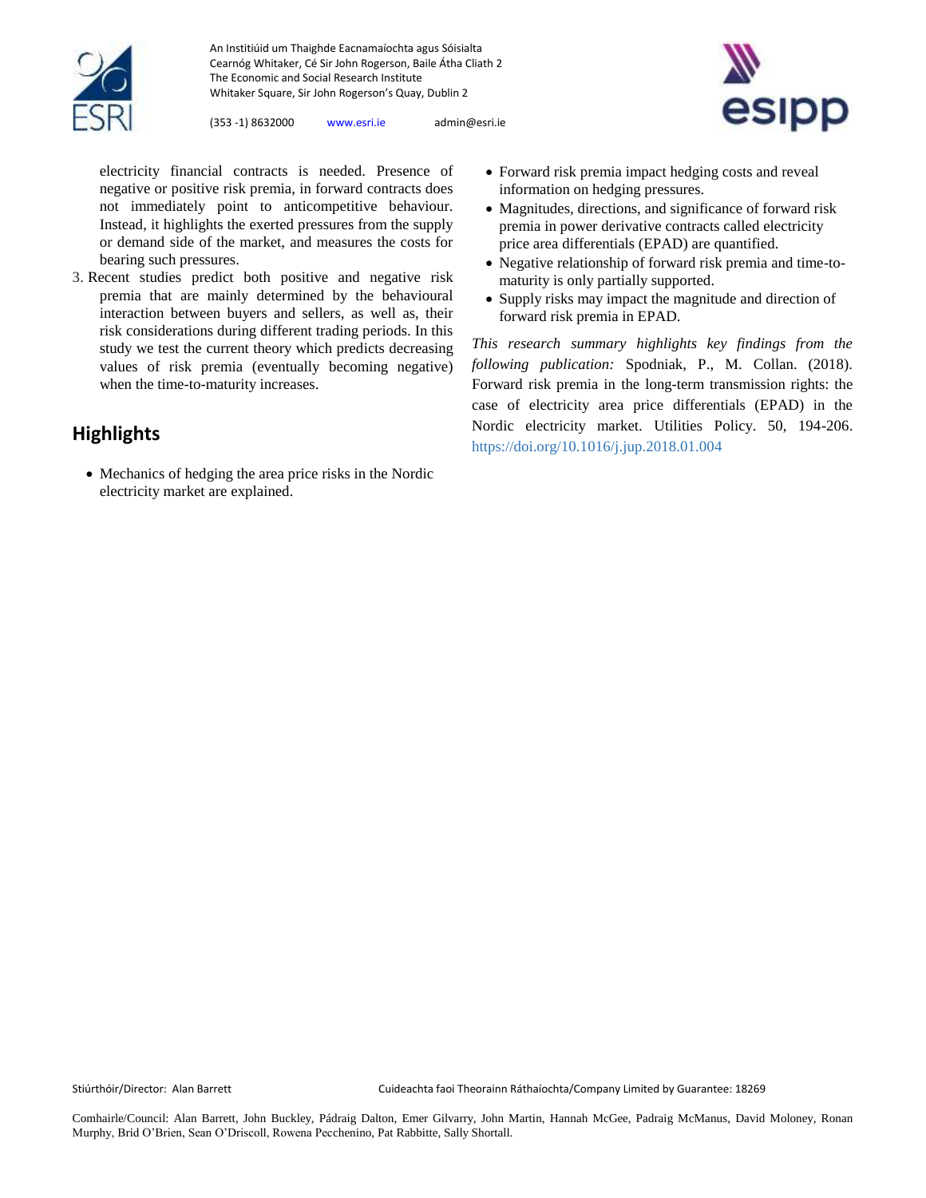electricity financial contracts is needed. Presence of negative or positive risk premia, in forward contracts does not immediately point to anticompetitive behaviour. Instead, it highlights the exerted pressures from the supply or demand side of the market, and measures the costs for bearing such pressures.

3. Recent studies predict both positive and negative risk premia that are mainly determined by the behavioural interaction between buyers and sellers, as well as, their risk considerations during different trading periods. In this study we test the current theory which predicts decreasing values of risk premia (eventually becoming negative) when the time-to-maturity increases.

## Highlights

- Mechanics of hedging the area price risks in the Nordic electricity market are explained.
- Forward risk premia impact hedging costs and reveal information on hedging pressures.
- Magnitudes, directions, and significance of forward risk premia in power derivative contracts called electricity price area differentials (EPAD) are quantified.
- Negative relationship of forward risk premia and time-to-maturity is only partially supported.
- Supply risks may impact the magnitude and direction of forward risk premia in EPAD.

*This research summary highlights key findings from the following publication:* Spodniak, P., M. Collan. (2018). Forward risk premia in the long-term transmission rights: the case of electricity area price differentials (EPAD) in the Nordic electricity market. Utilities Policy. 50, 194-206. https://doi.org/10.1016/j.jup.2018.01.004